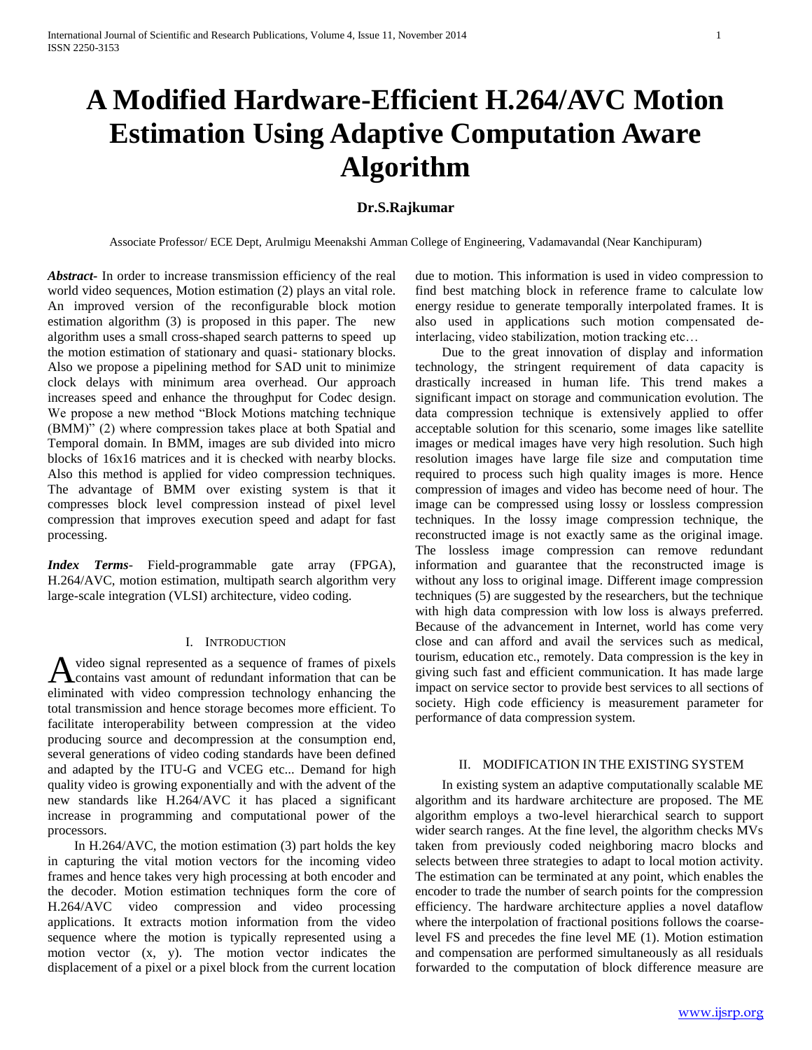# A Modified Hardware-Efficient H.264/AVC Motion Estimation Using Adaptive Computation Aware Algorithm

**Dr.S.Rajkumar**

Associate Professor/ ECE Dept, Arulmigu Meenakshi Amman College of Engineering, Vadamavandal (Near Kanchipuram)

***Abstract***- In order to increase transmission efficiency of the real world video sequences, Motion estimation (2) plays an vital role. An improved version of the reconfigurable block motion estimation algorithm (3) is proposed in this paper. The new algorithm uses a small cross-shaped search patterns to speed up the motion estimation of stationary and quasi- stationary blocks. Also we propose a pipelining method for SAD unit to minimize clock delays with minimum area overhead. Our approach increases speed and enhance the throughput for Codec design. We propose a new method "Block Motions matching technique (BMM)" (2) where compression takes place at both Spatial and Temporal domain. In BMM, images are sub divided into micro blocks of 16x16 matrices and it is checked with nearby blocks. Also this method is applied for video compression techniques. The advantage of BMM over existing system is that it compresses block level compression instead of pixel level compression that improves execution speed and adapt for fast processing.

***Index Terms***- Field-programmable gate array (FPGA), H.264/AVC, motion estimation, multipath search algorithm very large-scale integration (VLSI) architecture, video coding.

## I. Introduction

A video signal represented as a sequence of frames of pixels contains vast amount of redundant information that can be eliminated with video compression technology enhancing the total transmission and hence storage becomes more efficient. To facilitate interoperability between compression at the video producing source and decompression at the consumption end, several generations of video coding standards have been defined and adapted by the ITU-G and VCEG etc... Demand for high quality video is growing exponentially and with the advent of the new standards like H.264/AVC it has placed a significant increase in programming and computational power of the processors.

In H.264/AVC, the motion estimation (3) part holds the key in capturing the vital motion vectors for the incoming video frames and hence takes very high processing at both encoder and the decoder. Motion estimation techniques form the core of H.264/AVC video compression and video processing applications. It extracts motion information from the video sequence where the motion is typically represented using a motion vector (x, y). The motion vector indicates the displacement of a pixel or a pixel block from the current location due to motion. This information is used in video compression to find best matching block in reference frame to calculate low energy residue to generate temporally interpolated frames. It is also used in applications such motion compensated de-interlacing, video stabilization, motion tracking etc…

Due to the great innovation of display and information technology, the stringent requirement of data capacity is drastically increased in human life. This trend makes a significant impact on storage and communication evolution. The data compression technique is extensively applied to offer acceptable solution for this scenario, some images like satellite images or medical images have very high resolution. Such high resolution images have large file size and computation time required to process such high quality images is more. Hence compression of images and video has become need of hour. The image can be compressed using lossy or lossless compression techniques. In the lossy image compression technique, the reconstructed image is not exactly same as the original image. The lossless image compression can remove redundant information and guarantee that the reconstructed image is without any loss to original image. Different image compression techniques (5) are suggested by the researchers, but the technique with high data compression with low loss is always preferred. Because of the advancement in Internet, world has come very close and can afford and avail the services such as medical, tourism, education etc., remotely. Data compression is the key in giving such fast and efficient communication. It has made large impact on service sector to provide best services to all sections of society. High code efficiency is measurement parameter for performance of data compression system.

## II. Modification in the Existing System

In existing system an adaptive computationally scalable ME algorithm and its hardware architecture are proposed. The ME algorithm employs a two-level hierarchical search to support wider search ranges. At the fine level, the algorithm checks MVs taken from previously coded neighboring macro blocks and selects between three strategies to adapt to local motion activity. The estimation can be terminated at any point, which enables the encoder to trade the number of search points for the compression efficiency. The hardware architecture applies a novel dataflow where the interpolation of fractional positions follows the coarse-level FS and precedes the fine level ME (1). Motion estimation and compensation are performed simultaneously as all residuals forwarded to the computation of block difference measure are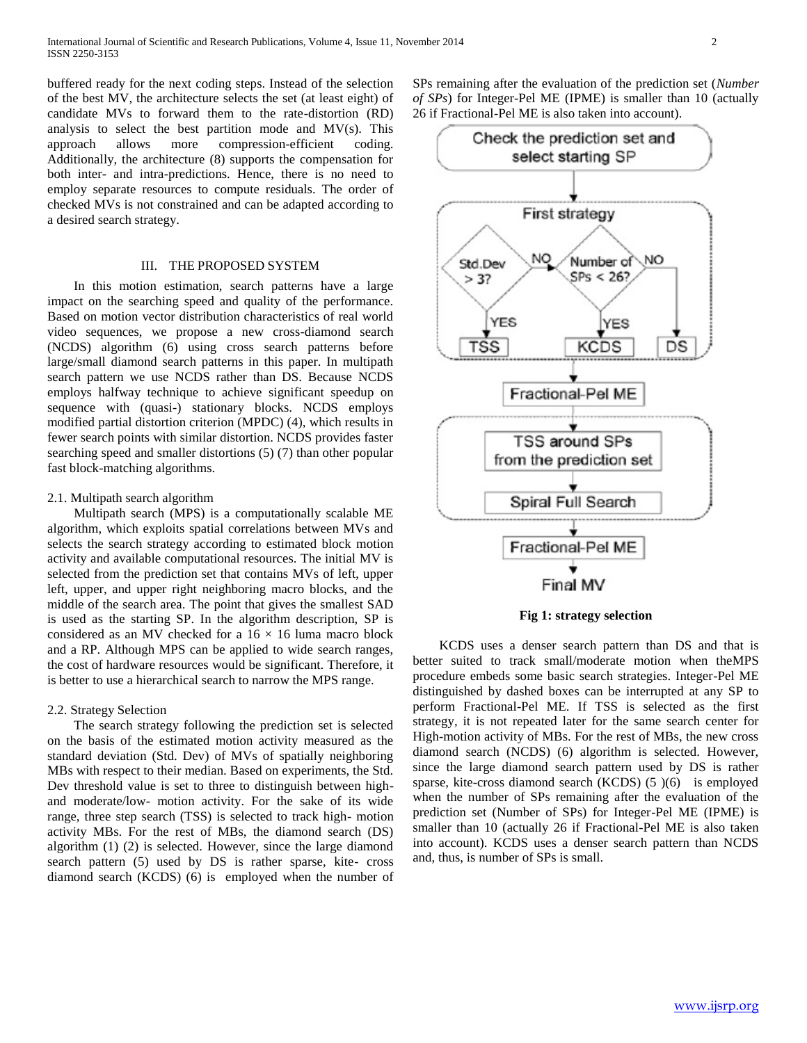buffered ready for the next coding steps. Instead of the selection of the best MV, the architecture selects the set (at least eight) of candidate MVs to forward them to the rate-distortion (RD) analysis to select the best partition mode and MV(s). This approach allows more compression-efficient coding. Additionally, the architecture (8) supports the compensation for both inter- and intra-predictions. Hence, there is no need to employ separate resources to compute residuals. The order of checked MVs is not constrained and can be adapted according to a desired search strategy.

## III. THE PROPOSED SYSTEM

In this motion estimation, search patterns have a large impact on the searching speed and quality of the performance. Based on motion vector distribution characteristics of real world video sequences, we propose a new cross-diamond search (NCDS) algorithm (6) using cross search patterns before large/small diamond search patterns in this paper. In multipath search pattern we use NCDS rather than DS. Because NCDS employs halfway technique to achieve significant speedup on sequence with (quasi-) stationary blocks. NCDS employs modified partial distortion criterion (MPDC) (4), which results in fewer search points with similar distortion. NCDS provides faster searching speed and smaller distortions (5) (7) than other popular fast block-matching algorithms.

### 2.1. Multipath search algorithm

Multipath search (MPS) is a computationally scalable ME algorithm, which exploits spatial correlations between MVs and selects the search strategy according to estimated block motion activity and available computational resources. The initial MV is selected from the prediction set that contains MVs of left, upper left, upper, and upper right neighboring macro blocks, and the middle of the search area. The point that gives the smallest SAD is used as the starting SP. In the algorithm description, SP is considered as an MV checked for a $16 \times 16$ luma macro block and a RP. Although MPS can be applied to wide search ranges, the cost of hardware resources would be significant. Therefore, it is better to use a hierarchical search to narrow the MPS range.

### 2.2. Strategy Selection

The search strategy following the prediction set is selected on the basis of the estimated motion activity measured as the standard deviation (Std. Dev) of MVs of spatially neighboring MBs with respect to their median. Based on experiments, the Std. Dev threshold value is set to three to distinguish between high- and moderate/low- motion activity. For the sake of its wide range, three step search (TSS) is selected to track high- motion activity MBs. For the rest of MBs, the diamond search (DS) algorithm (1) (2) is selected. However, since the large diamond search pattern (5) used by DS is rather sparse, kite- cross diamond search (KCDS) (6) is employed when the number of SPs remaining after the evaluation of the prediction set (*Number of SPs*) for Integer-Pel ME (IPME) is smaller than 10 (actually 26 if Fractional-Pel ME is also taken into account).

**Fig 1: strategy selection**

KCDS uses a denser search pattern than DS and that is better suited to track small/moderate motion when theMPS procedure embeds some basic search strategies. Integer-Pel ME distinguished by dashed boxes can be interrupted at any SP to perform Fractional-Pel ME. If TSS is selected as the first strategy, it is not repeated later for the same search center for High-motion activity of MBs. For the rest of MBs, the new cross diamond search (NCDS) (6) algorithm is selected. However, since the large diamond search pattern used by DS is rather sparse, kite-cross diamond search (KCDS) (5 )(6) is employed when the number of SPs remaining after the evaluation of the prediction set (Number of SPs) for Integer-Pel ME (IPME) is smaller than 10 (actually 26 if Fractional-Pel ME is also taken into account). KCDS uses a denser search pattern than NCDS and, thus, is number of SPs is small.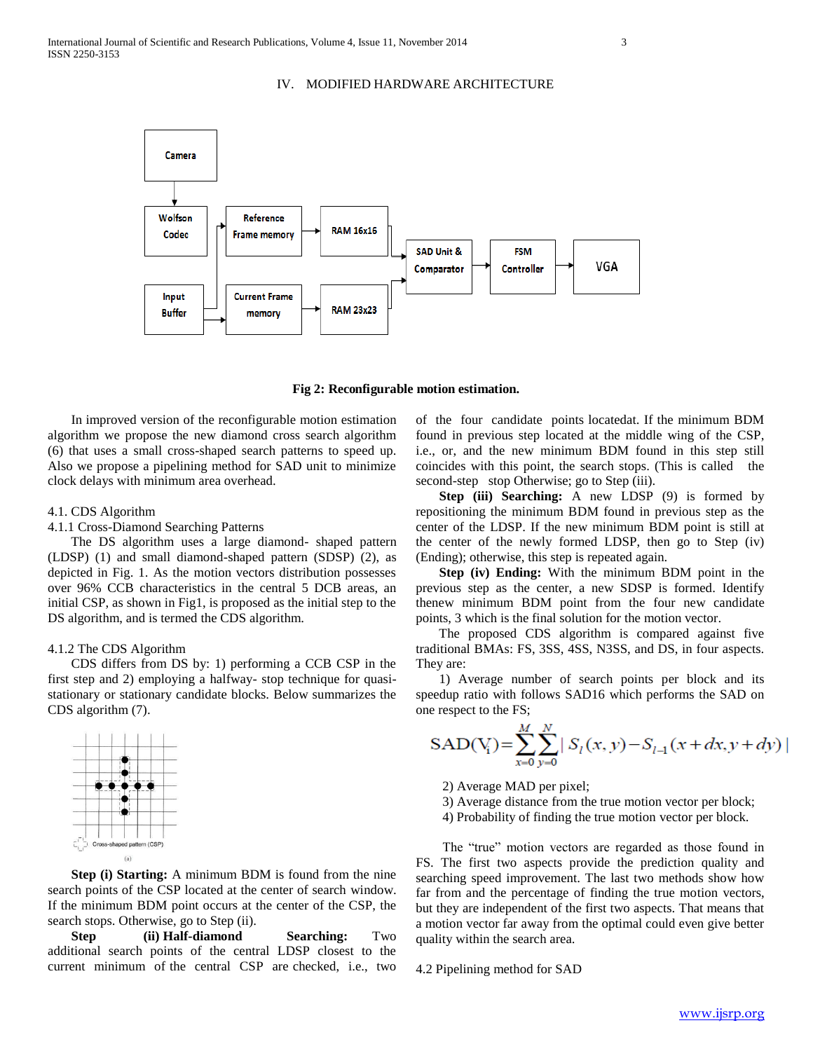## IV. MODIFIED HARDWARE ARCHITECTURE

Fig 2: Reconfigurable motion estimation.

In improved version of the reconfigurable motion estimation algorithm we propose the new diamond cross search algorithm (6) that uses a small cross-shaped search patterns to speed up. Also we propose a pipelining method for SAD unit to minimize clock delays with minimum area overhead.

### 4.1. CDS Algorithm

#### 4.1.1 Cross-Diamond Searching Patterns

The DS algorithm uses a large diamond- shaped pattern (LDSP) (1) and small diamond-shaped pattern (SDSP) (2), as depicted in Fig. 1. As the motion vectors distribution possesses over 96% CCB characteristics in the central 5 DCB areas, an initial CSP, as shown in Fig1, is proposed as the initial step to the DS algorithm, and is termed the CDS algorithm.

#### 4.1.2 The CDS Algorithm

CDS differs from DS by: 1) performing a CCB CSP in the first step and 2) employing a halfway- stop technique for quasi-stationary or stationary candidate blocks. Below summarizes the CDS algorithm (7).

Cross-shaped pattern (CSP)

(a)

**Step (i) Starting:** A minimum BDM is found from the nine search points of the CSP located at the center of search window. If the minimum BDM point occurs at the center of the CSP, the search stops. Otherwise, go to Step (ii).

**Step (ii) Half-diamond Searching:** Two additional search points of the central LDSP closest to the current minimum of the central CSP are checked, i.e., two of the four candidate points locatedat. If the minimum BDM found in previous step located at the middle wing of the CSP, i.e., or, and the new minimum BDM found in this step still coincides with this point, the search stops. (This is called the second-step stop Otherwise; go to Step (iii).

**Step (iii) Searching:** A new LDSP (9) is formed by repositioning the minimum BDM found in previous step as the center of the LDSP. If the new minimum BDM point is still at the center of the newly formed LDSP, then go to Step (iv) (Ending); otherwise, this step is repeated again.

**Step (iv) Ending:** With the minimum BDM point in the previous step as the center, a new SDSP is formed. Identify thenew minimum BDM point from the four new candidate points, 3 which is the final solution for the motion vector.

The proposed CDS algorithm is compared against five traditional BMAs: FS, 3SS, 4SS, N3SS, and DS, in four aspects. They are:

1) Average number of search points per block and its speedup ratio with follows SAD16 which performs the SAD on one respect to the FS;

$$\mathrm{SAD}(V_i)=\sum_{x=0}^{M}\sum_{y=0}^{N}\left| S_l(x,y)-S_{l-1}(x+dx,y+dy)\right|$$

2) Average MAD per pixel;
3) Average distance from the true motion vector per block;
4) Probability of finding the true motion vector per block.

The "true" motion vectors are regarded as those found in FS. The first two aspects provide the prediction quality and searching speed improvement. The last two methods show how far from and the percentage of finding the true motion vectors, but they are independent of the first two aspects. That means that a motion vector far away from the optimal could even give better quality within the search area.

### 4.2 Pipelining method for SAD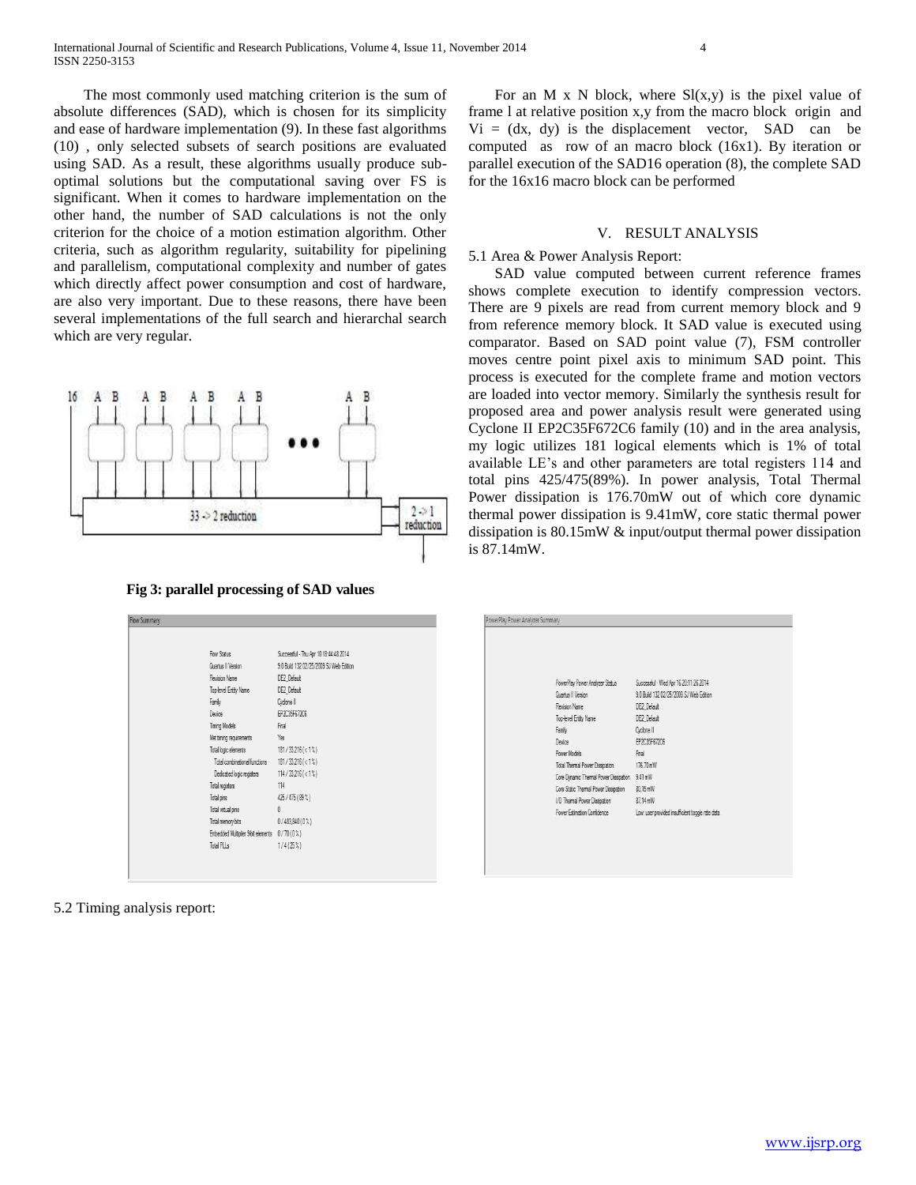The most commonly used matching criterion is the sum of absolute differences (SAD), which is chosen for its simplicity and ease of hardware implementation (9). In these fast algorithms (10) , only selected subsets of search positions are evaluated using SAD. As a result, these algorithms usually produce sub-optimal solutions but the computational saving over FS is significant. When it comes to hardware implementation on the other hand, the number of SAD calculations is not the only criterion for the choice of a motion estimation algorithm. Other criteria, such as algorithm regularity, suitability for pipelining and parallelism, computational complexity and number of gates which directly affect power consumption and cost of hardware, are also very important. Due to these reasons, there have been several implementations of the full search and hierarchal search which are very regular.

**Fig 3: parallel processing of SAD values**

For an M x N block, where Sl(x,y) is the pixel value of frame l at relative position x,y from the macro block origin and Vi = (dx, dy) is the displacement vector, SAD can be computed as row of an macro block (16x1). By iteration or parallel execution of the SAD16 operation (8), the complete SAD for the 16x16 macro block can be performed

## V. RESULT ANALYSIS

### 5.1 Area & Power Analysis Report:

SAD value computed between current reference frames shows complete execution to identify compression vectors. There are 9 pixels are read from current memory block and 9 from reference memory block. It SAD value is executed using comparator. Based on SAD point value (7), FSM controller moves centre point pixel axis to minimum SAD point. This process is executed for the complete frame and motion vectors are loaded into vector memory. Similarly the synthesis result for proposed area and power analysis result were generated using Cyclone II EP2C35F672C6 family (10) and in the area analysis, my logic utilizes 181 logical elements which is 1% of total available LE's and other parameters are total registers 114 and total pins 425/475(89%). In power analysis, Total Thermal Power dissipation is 176.70mW out of which core dynamic thermal power dissipation is 9.41mW, core static thermal power dissipation is 80.15mW & input/output thermal power dissipation is 87.14mW.

Flow Summary

| | |
|---|---|
| Flow Status | Successful - Thu Apr 10 18:44:48 2014 |
| Quartus II Version | 9.0 Build 132 02/25/2009 SJ Web Edition |
| Revision Name | DE2_Default |
| Top-level Entity Name | DE2_Default |
| Family | Cyclone II |
| Device | EP2C35F672C6 |
| Timing Models | Final |
| Met timing requirements | Yes |
| Total logic elements | 181 / 33,216 ( < 1 % ) |
| Total combinational functions | 181 / 33,216 ( < 1 % ) |
| Dedicated logic registers | 114 / 33,216 ( < 1 % ) |
| Total registers | 114 |
| Total pins | 425 / 475 ( 89 % ) |
| Total virtual pins | 0 |
| Total memory bits | 0 / 483,840 ( 0 % ) |
| Embedded Multiplier 9-bit elements | 0 / 70 ( 0 % ) |
| Total PLLs | 1 / 4 ( 25 % ) |

PowerPlay Power Analyzer Summary

| | |
|---|---|
| PowerPlay Power Analyzer Status | Successful - Wed Apr 16 20:11:26 2014 |
| Quartus II Version | 9.0 Build 132 02/25/2009 SJ Web Edition |
| Revision Name | DE2_Default |
| Top-level Entity Name | DE2_Default |
| Family | Cyclone II |
| Device | EP2C35F672C6 |
| Power Models | Final |
| Total Thermal Power Dissipation | 176.70 mW |
| Core Dynamic Thermal Power Dissipation | 9.41 mW |
| Core Static Thermal Power Dissipation | 80.15 mW |
| I/O Thermal Power Dissipation | 87.14 mW |
| Power Estimation Confidence | Low: user provided insufficient toggle rate data |

### 5.2 Timing analysis report: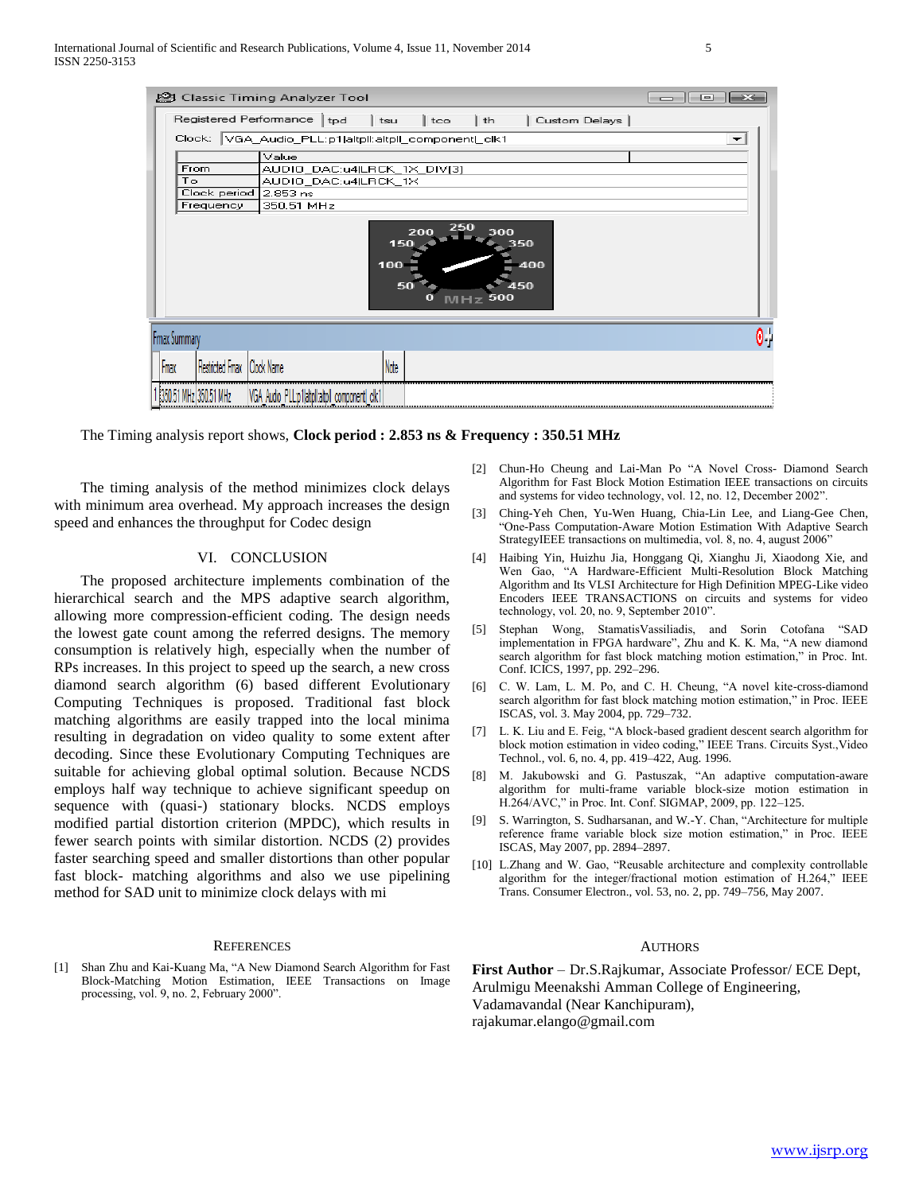The Timing analysis report shows, **Clock period : 2.853 ns & Frequency : 350.51 MHz**

The timing analysis of the method minimizes clock delays with minimum area overhead. My approach increases the design speed and enhances the throughput for Codec design

## VI. CONCLUSION

The proposed architecture implements combination of the hierarchical search and the MPS adaptive search algorithm, allowing more compression-efficient coding. The design needs the lowest gate count among the referred designs. The memory consumption is relatively high, especially when the number of RPs increases. In this project to speed up the search, a new cross diamond search algorithm (6) based different Evolutionary Computing Techniques is proposed. Traditional fast block matching algorithms are easily trapped into the local minima resulting in degradation on video quality to some extent after decoding. Since these Evolutionary Computing Techniques are suitable for achieving global optimal solution. Because NCDS employs half way technique to achieve significant speedup on sequence with (quasi-) stationary blocks. NCDS employs modified partial distortion criterion (MPDC), which results in fewer search points with similar distortion. NCDS (2) provides faster searching speed and smaller distortions than other popular fast block- matching algorithms and also we use pipelining method for SAD unit to minimize clock delays with mi

## REFERENCES

[1] Shan Zhu and Kai-Kuang Ma, "A New Diamond Search Algorithm for Fast Block-Matching Motion Estimation, IEEE Transactions on Image processing, vol. 9, no. 2, February 2000".

[2] Chun-Ho Cheung and Lai-Man Po "A Novel Cross- Diamond Search Algorithm for Fast Block Motion Estimation IEEE transactions on circuits and systems for video technology, vol. 12, no. 12, December 2002".

[3] Ching-Yeh Chen, Yu-Wen Huang, Chia-Lin Lee, and Liang-Gee Chen, "One-Pass Computation-Aware Motion Estimation With Adaptive Search StrategyIEEE transactions on multimedia, vol. 8, no. 4, august 2006"

[4] Haibing Yin, Huizhu Jia, Honggang Qi, Xianghu Ji, Xiaodong Xie, and Wen Gao, "A Hardware-Efficient Multi-Resolution Block Matching Algorithm and Its VLSI Architecture for High Definition MPEG-Like video Encoders IEEE TRANSACTIONS on circuits and systems for video technology, vol. 20, no. 9, September 2010".

[5] Stephan Wong, StamatisVassiliadis, and Sorin Cotofana "SAD implementation in FPGA hardware", Zhu and K. K. Ma, "A new diamond search algorithm for fast block matching motion estimation," in Proc. Int. Conf. ICICS, 1997, pp. 292–296.

[6] C. W. Lam, L. M. Po, and C. H. Cheung, "A novel kite-cross-diamond search algorithm for fast block matching motion estimation," in Proc. IEEE ISCAS, vol. 3. May 2004, pp. 729–732.

[7] L. K. Liu and E. Feig, "A block-based gradient descent search algorithm for block motion estimation in video coding," IEEE Trans. Circuits Syst.,Video Technol., vol. 6, no. 4, pp. 419–422, Aug. 1996.

[8] M. Jakubowski and G. Pastuszak, "An adaptive computation-aware algorithm for multi-frame variable block-size motion estimation in H.264/AVC," in Proc. Int. Conf. SIGMAP, 2009, pp. 122–125.

[9] S. Warrington, S. Sudharsanan, and W.-Y. Chan, "Architecture for multiple reference frame variable block size motion estimation," in Proc. IEEE ISCAS, May 2007, pp. 2894–2897.

[10] L.Zhang and W. Gao, "Reusable architecture and complexity controllable algorithm for the integer/fractional motion estimation of H.264," IEEE Trans. Consumer Electron., vol. 53, no. 2, pp. 749–756, May 2007.

## AUTHORS

**First Author** – Dr.S.Rajkumar, Associate Professor/ ECE Dept, Arulmigu Meenakshi Amman College of Engineering, Vadamavandal (Near Kanchipuram), rajakumar.elango@gmail.com